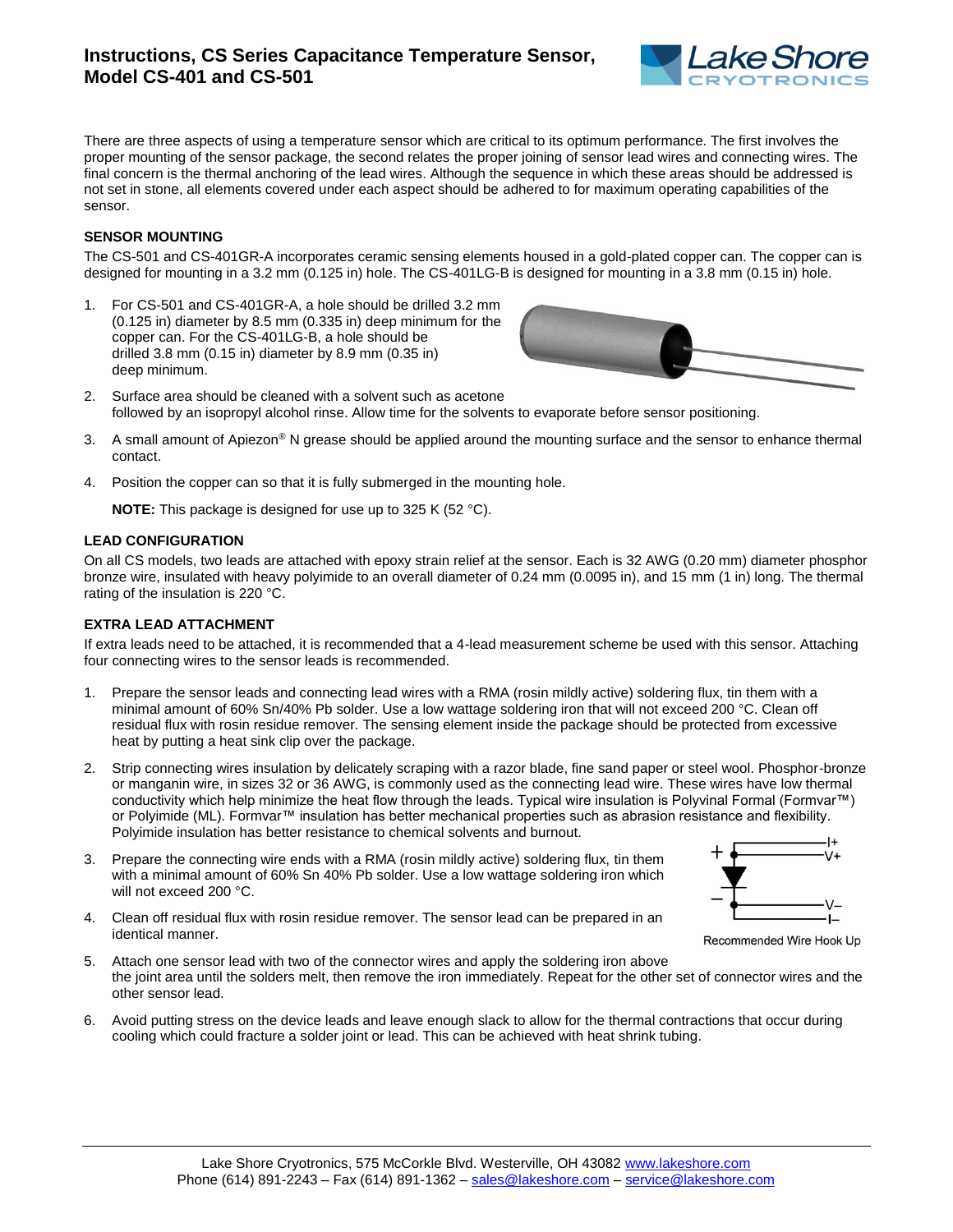# Instructions, CS Series Capacitance Temperature Sensor, Model CS-401 and CS-501

There are three aspects of using a temperature sensor which are critical to its optimum performance. The first involves the proper mounting of the sensor package, the second relates the proper joining of sensor lead wires and connecting wires. The final concern is the thermal anchoring of the lead wires. Although the sequence in which these areas should be addressed is not set in stone, all elements covered under each aspect should be adhered to for maximum operating capabilities of the sensor.

## SENSOR MOUNTING

The CS-501 and CS-401GR-A incorporates ceramic sensing elements housed in a gold-plated copper can. The copper can is designed for mounting in a 3.2 mm (0.125 in) hole. The CS-401LG-B is designed for mounting in a 3.8 mm (0.15 in) hole.

1. For CS-501 and CS-401GR-A, a hole should be drilled 3.2 mm (0.125 in) diameter by 8.5 mm (0.335 in) deep minimum for the copper can. For the CS-401LG-B, a hole should be drilled 3.8 mm (0.15 in) diameter by 8.9 mm (0.35 in) deep minimum.
2. Surface area should be cleaned with a solvent such as acetone followed by an isopropyl alcohol rinse. Allow time for the solvents to evaporate before sensor positioning.
3. A small amount of Apiezon® N grease should be applied around the mounting surface and the sensor to enhance thermal contact.
4. Position the copper can so that it is fully submerged in the mounting hole.

   **NOTE:** This package is designed for use up to 325 K (52 °C).

## LEAD CONFIGURATION

On all CS models, two leads are attached with epoxy strain relief at the sensor. Each is 32 AWG (0.20 mm) diameter phosphor bronze wire, insulated with heavy polyimide to an overall diameter of 0.24 mm (0.0095 in), and 15 mm (1 in) long. The thermal rating of the insulation is 220 °C.

## EXTRA LEAD ATTACHMENT

If extra leads need to be attached, it is recommended that a 4-lead measurement scheme be used with this sensor. Attaching four connecting wires to the sensor leads is recommended.

1. Prepare the sensor leads and connecting lead wires with a RMA (rosin mildly active) soldering flux, tin them with a minimal amount of 60% Sn/40% Pb solder. Use a low wattage soldering iron that will not exceed 200 °C. Clean off residual flux with rosin residue remover. The sensing element inside the package should be protected from excessive heat by putting a heat sink clip over the package.
2. Strip connecting wires insulation by delicately scraping with a razor blade, fine sand paper or steel wool. Phosphor-bronze or manganin wire, in sizes 32 or 36 AWG, is commonly used as the connecting lead wire. These wires have low thermal conductivity which help minimize the heat flow through the leads. Typical wire insulation is Polyvinal Formal (Formvar™) or Polyimide (ML). Formvar™ insulation has better mechanical properties such as abrasion resistance and flexibility. Polyimide insulation has better resistance to chemical solvents and burnout.
3. Prepare the connecting wire ends with a RMA (rosin mildly active) soldering flux, tin them with a minimal amount of 60% Sn 40% Pb solder. Use a low wattage soldering iron which will not exceed 200 °C.
4. Clean off residual flux with rosin residue remover. The sensor lead can be prepared in an identical manner.
5. Attach one sensor lead with two of the connector wires and apply the soldering iron above the joint area until the solders melt, then remove the iron immediately. Repeat for the other set of connector wires and the other sensor lead.
6. Avoid putting stress on the device leads and leave enough slack to allow for the thermal contractions that occur during cooling which could fracture a solder joint or lead. This can be achieved with heat shrink tubing.

Recommended Wire Hook Up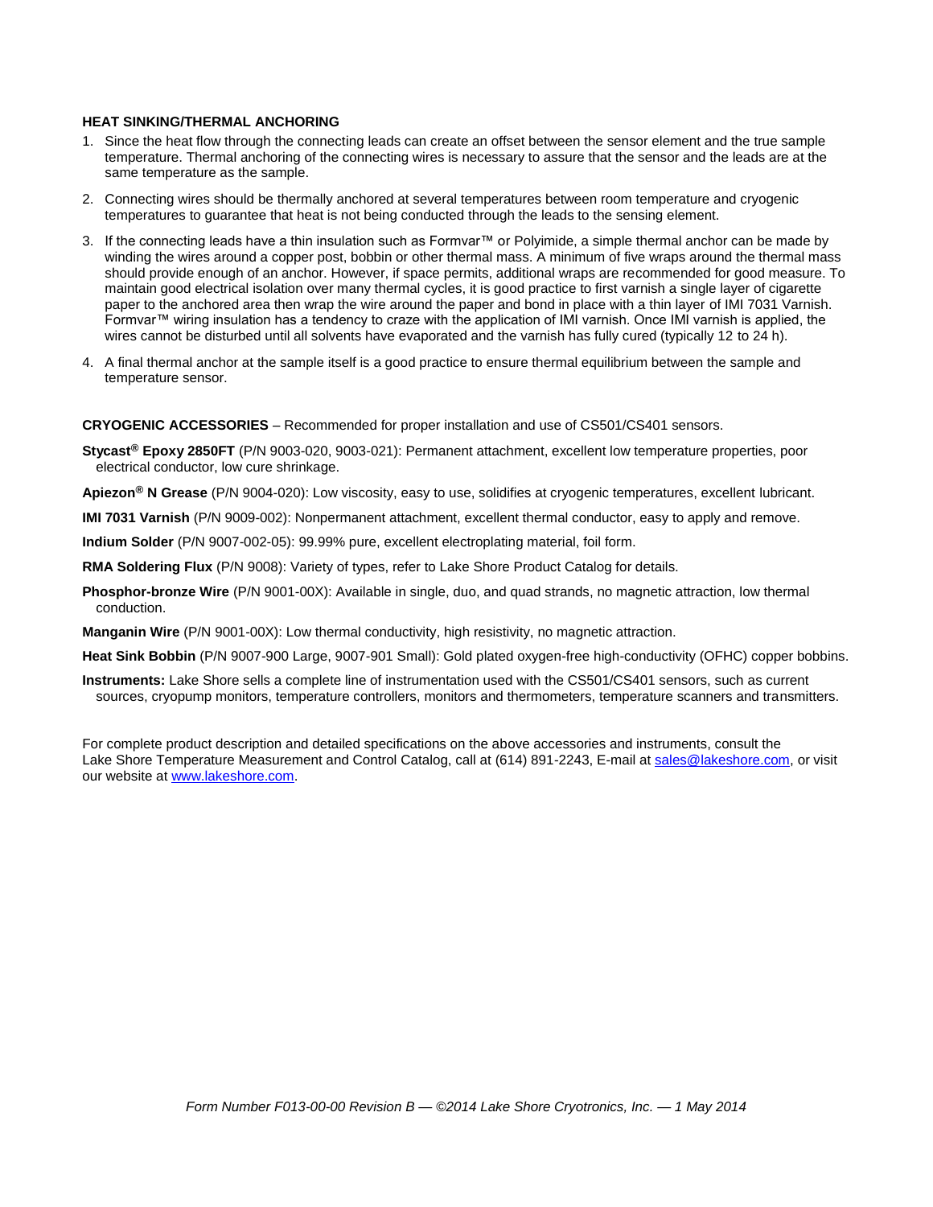## HEAT SINKING/THERMAL ANCHORING

1. Since the heat flow through the connecting leads can create an offset between the sensor element and the true sample temperature. Thermal anchoring of the connecting wires is necessary to assure that the sensor and the leads are at the same temperature as the sample.
2. Connecting wires should be thermally anchored at several temperatures between room temperature and cryogenic temperatures to guarantee that heat is not being conducted through the leads to the sensing element.
3. If the connecting leads have a thin insulation such as Formvar™ or Polyimide, a simple thermal anchor can be made by winding the wires around a copper post, bobbin or other thermal mass. A minimum of five wraps around the thermal mass should provide enough of an anchor. However, if space permits, additional wraps are recommended for good measure. To maintain good electrical isolation over many thermal cycles, it is good practice to first varnish a single layer of cigarette paper to the anchored area then wrap the wire around the paper and bond in place with a thin layer of IMI 7031 Varnish. Formvar™ wiring insulation has a tendency to craze with the application of IMI varnish. Once IMI varnish is applied, the wires cannot be disturbed until all solvents have evaporated and the varnish has fully cured (typically 12 to 24 h).
4. A final thermal anchor at the sample itself is a good practice to ensure thermal equilibrium between the sample and temperature sensor.

**CRYOGENIC ACCESSORIES** – Recommended for proper installation and use of CS501/CS401 sensors.

**Stycast® Epoxy 2850FT** (P/N 9003-020, 9003-021): Permanent attachment, excellent low temperature properties, poor electrical conductor, low cure shrinkage.

**Apiezon® N Grease** (P/N 9004-020): Low viscosity, easy to use, solidifies at cryogenic temperatures, excellent lubricant.

**IMI 7031 Varnish** (P/N 9009-002): Nonpermanent attachment, excellent thermal conductor, easy to apply and remove.

**Indium Solder** (P/N 9007-002-05): 99.99% pure, excellent electroplating material, foil form.

**RMA Soldering Flux** (P/N 9008): Variety of types, refer to Lake Shore Product Catalog for details.

**Phosphor-bronze Wire** (P/N 9001-00X): Available in single, duo, and quad strands, no magnetic attraction, low thermal conduction.

**Manganin Wire** (P/N 9001-00X): Low thermal conductivity, high resistivity, no magnetic attraction.

**Heat Sink Bobbin** (P/N 9007-900 Large, 9007-901 Small): Gold plated oxygen-free high-conductivity (OFHC) copper bobbins.

**Instruments:** Lake Shore sells a complete line of instrumentation used with the CS501/CS401 sensors, such as current sources, cryopump monitors, temperature controllers, monitors and thermometers, temperature scanners and transmitters.

For complete product description and detailed specifications on the above accessories and instruments, consult the Lake Shore Temperature Measurement and Control Catalog, call at (614) 891-2243, E-mail at sales@lakeshore.com, or visit our website at www.lakeshore.com.

*Form Number F013-00-00 Revision B — ©2014 Lake Shore Cryotronics, Inc. — 1 May 2014*